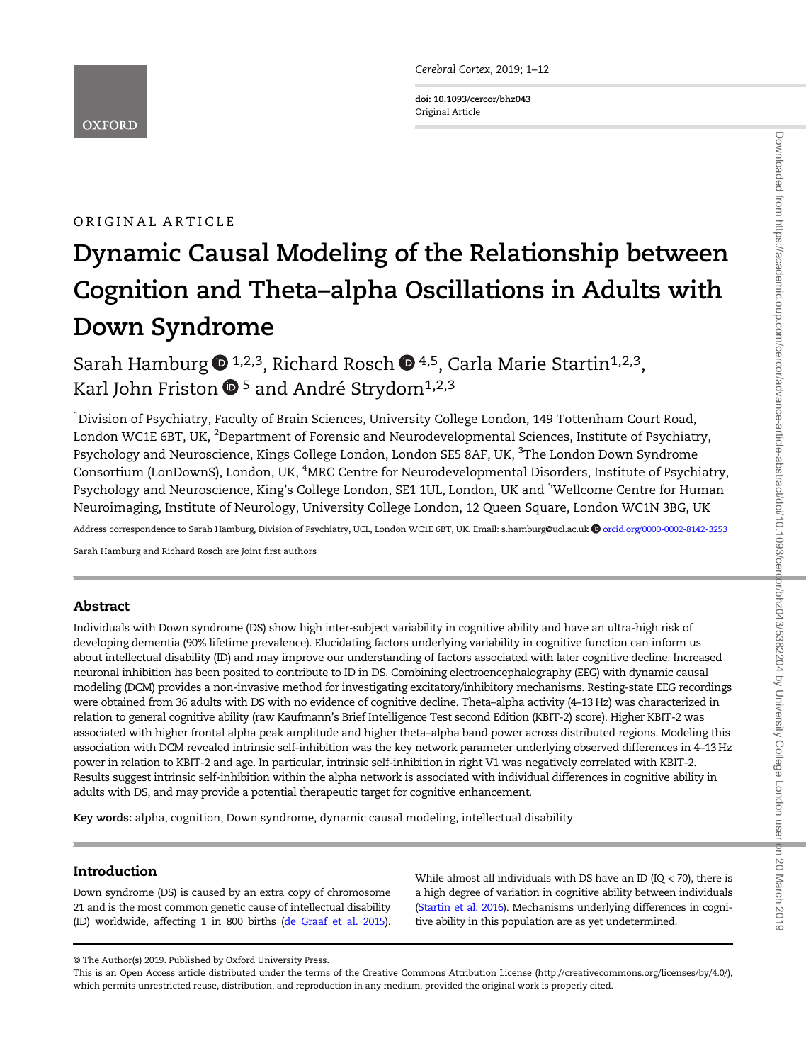ORIGINAL ARTICLE

# Dynamic Causal Modeling of the Relationship between Cognition and Theta–alpha Oscillations in Adults with Down Syndrome

Sarah Hamburg [1,2,3], Richard Rosch [4,5], Carla Marie Startin[1,2,3], Karl John Friston [5] and André Strydom[1,2,3]

[1]Division of Psychiatry, Faculty of Brain Sciences, University College London, 149 Tottenham Court Road, London WC1E 6BT, UK, [2]Department of Forensic and Neurodevelopmental Sciences, Institute of Psychiatry, Psychology and Neuroscience, Kings College London, London SE5 8AF, UK, [3]The London Down Syndrome Consortium (LonDownS), London, UK, [4]MRC Centre for Neurodevelopmental Disorders, Institute of Psychiatry, Psychology and Neuroscience, King's College London, SE1 1UL, London, UK and [5]Wellcome Centre for Human Neuroimaging, Institute of Neurology, University College London, 12 Queen Square, London WC1N 3BG, UK

Address correspondence to Sarah Hamburg, Division of Psychiatry, UCL, London WC1E 6BT, UK. Email: s.hamburg@ucl.ac.uk orcid.org/0000-0002-8142-3253

Sarah Hamburg and Richard Rosch are Joint first authors

## Abstract

Individuals with Down syndrome (DS) show high inter-subject variability in cognitive ability and have an ultra-high risk of developing dementia (90% lifetime prevalence). Elucidating factors underlying variability in cognitive function can inform us about intellectual disability (ID) and may improve our understanding of factors associated with later cognitive decline. Increased neuronal inhibition has been posited to contribute to ID in DS. Combining electroencephalography (EEG) with dynamic causal modeling (DCM) provides a non-invasive method for investigating excitatory/inhibitory mechanisms. Resting-state EEG recordings were obtained from 36 adults with DS with no evidence of cognitive decline. Theta–alpha activity (4–13 Hz) was characterized in relation to general cognitive ability (raw Kaufmann's Brief Intelligence Test second Edition (KBIT-2) score). Higher KBIT-2 was associated with higher frontal alpha peak amplitude and higher theta–alpha band power across distributed regions. Modeling this association with DCM revealed intrinsic self-inhibition was the key network parameter underlying observed differences in 4–13 Hz power in relation to KBIT-2 and age. In particular, intrinsic self-inhibition in right V1 was negatively correlated with KBIT-2. Results suggest intrinsic self-inhibition within the alpha network is associated with individual differences in cognitive ability in adults with DS, and may provide a potential therapeutic target for cognitive enhancement.

**Key words:** alpha, cognition, Down syndrome, dynamic causal modeling, intellectual disability

## Introduction

Down syndrome (DS) is caused by an extra copy of chromosome 21 and is the most common genetic cause of intellectual disability (ID) worldwide, affecting 1 in 800 births (de Graaf et al. 2015). While almost all individuals with DS have an ID (IQ < 70), there is a high degree of variation in cognitive ability between individuals (Startin et al. 2016). Mechanisms underlying differences in cognitive ability in this population are as yet undetermined.

© The Author(s) 2019. Published by Oxford University Press.
This is an Open Access article distributed under the terms of the Creative Commons Attribution License (http://creativecommons.org/licenses/by/4.0/), which permits unrestricted reuse, distribution, and reproduction in any medium, provided the original work is properly cited.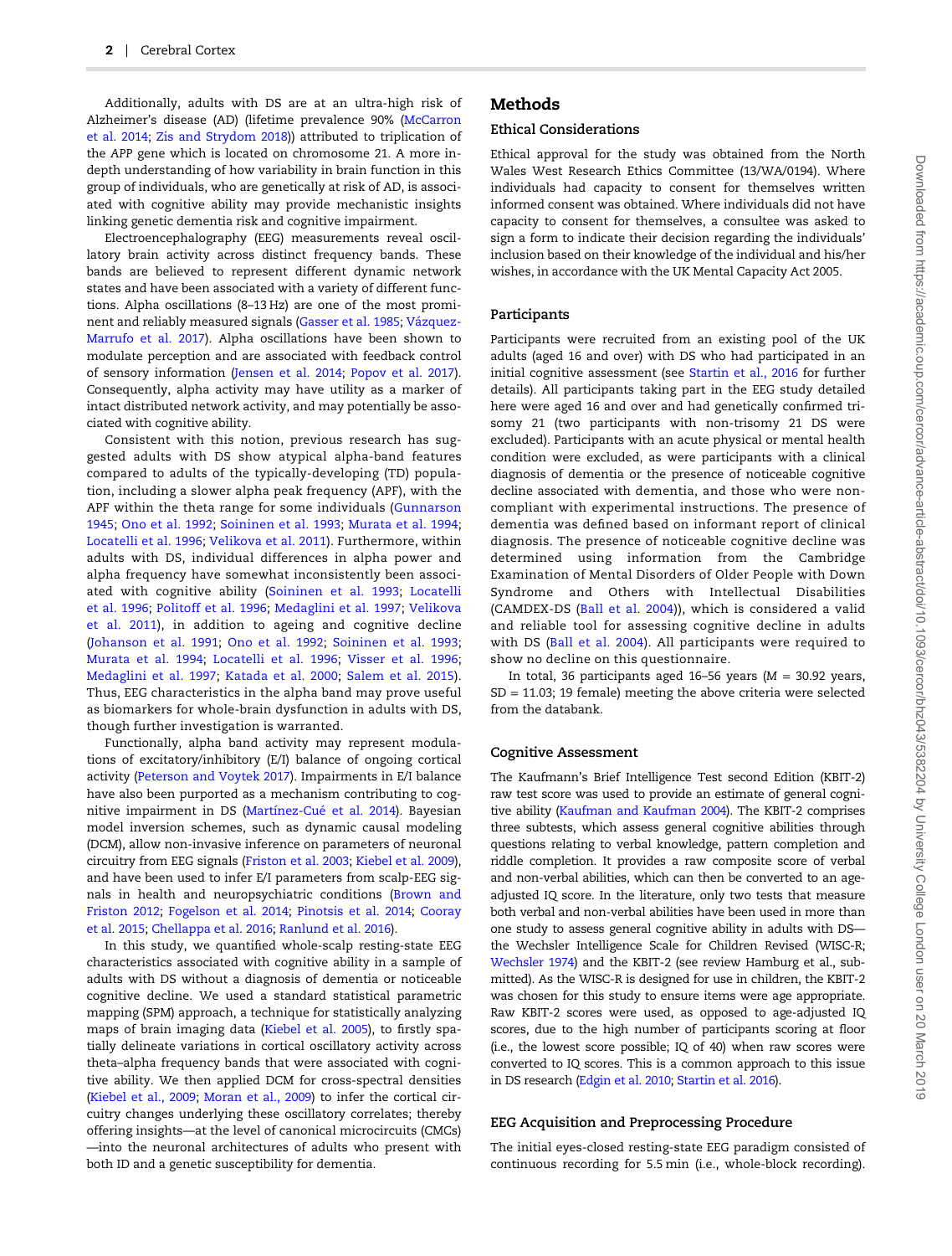Additionally, adults with DS are at an ultra-high risk of Alzheimer's disease (AD) (lifetime prevalence 90% (McCarron et al. 2014; Zis and Strydom 2018)) attributed to triplication of the APP gene which is located on chromosome 21. A more in-depth understanding of how variability in brain function in this group of individuals, who are genetically at risk of AD, is associated with cognitive ability may provide mechanistic insights linking genetic dementia risk and cognitive impairment.

Electroencephalography (EEG) measurements reveal oscillatory brain activity across distinct frequency bands. These bands are believed to represent different dynamic network states and have been associated with a variety of different functions. Alpha oscillations (8–13 Hz) are one of the most prominent and reliably measured signals (Gasser et al. 1985; Vázquez-Marrufo et al. 2017). Alpha oscillations have been shown to modulate perception and are associated with feedback control of sensory information (Jensen et al. 2014; Popov et al. 2017). Consequently, alpha activity may have utility as a marker of intact distributed network activity, and may potentially be associated with cognitive ability.

Consistent with this notion, previous research has suggested adults with DS show atypical alpha-band features compared to adults of the typically-developing (TD) population, including a slower alpha peak frequency (APF), with the APF within the theta range for some individuals (Gunnarson 1945; Ono et al. 1992; Soininen et al. 1993; Murata et al. 1994; Locatelli et al. 1996; Velikova et al. 2011). Furthermore, within adults with DS, individual differences in alpha power and alpha frequency have somewhat inconsistently been associated with cognitive ability (Soininen et al. 1993; Locatelli et al. 1996; Politoff et al. 1996; Medaglini et al. 1997; Velikova et al. 2011), in addition to ageing and cognitive decline (Johanson et al. 1991; Ono et al. 1992; Soininen et al. 1993; Murata et al. 1994; Locatelli et al. 1996; Visser et al. 1996; Medaglini et al. 1997; Katada et al. 2000; Salem et al. 2015). Thus, EEG characteristics in the alpha band may prove useful as biomarkers for whole-brain dysfunction in adults with DS, though further investigation is warranted.

Functionally, alpha band activity may represent modulations of excitatory/inhibitory (E/I) balance of ongoing cortical activity (Peterson and Voytek 2017). Impairments in E/I balance have also been purported as a mechanism contributing to cognitive impairment in DS (Martínez-Cué et al. 2014). Bayesian model inversion schemes, such as dynamic causal modeling (DCM), allow non-invasive inference on parameters of neuronal circuitry from EEG signals (Friston et al. 2003; Kiebel et al. 2009), and have been used to infer E/I parameters from scalp-EEG signals in health and neuropsychiatric conditions (Brown and Friston 2012; Fogelson et al. 2014; Pinotsis et al. 2014; Cooray et al. 2015; Chellappa et al. 2016; Ranlund et al. 2016).

In this study, we quantified whole-scalp resting-state EEG characteristics associated with cognitive ability in a sample of adults with DS without a diagnosis of dementia or noticeable cognitive decline. We used a standard statistical parametric mapping (SPM) approach, a technique for statistically analyzing maps of brain imaging data (Kiebel et al. 2005), to firstly spatially delineate variations in cortical oscillatory activity across theta–alpha frequency bands that were associated with cognitive ability. We then applied DCM for cross-spectral densities (Kiebel et al., 2009; Moran et al., 2009) to infer the cortical circuitry changes underlying these oscillatory correlates; thereby offering insights—at the level of canonical microcircuits (CMCs)—into the neuronal architectures of adults who present with both ID and a genetic susceptibility for dementia.

# Methods

## Ethical Considerations

Ethical approval for the study was obtained from the North Wales West Research Ethics Committee (13/WA/0194). Where individuals had capacity to consent for themselves written informed consent was obtained. Where individuals did not have capacity to consent for themselves, a consultee was asked to sign a form to indicate their decision regarding the individuals' inclusion based on their knowledge of the individual and his/her wishes, in accordance with the UK Mental Capacity Act 2005.

## Participants

Participants were recruited from an existing pool of the UK adults (aged 16 and over) with DS who had participated in an initial cognitive assessment (see Startin et al., 2016 for further details). All participants taking part in the EEG study detailed here were aged 16 and over and had genetically confirmed trisomy 21 (two participants with non-trisomy 21 DS were excluded). Participants with an acute physical or mental health condition were excluded, as were participants with a clinical diagnosis of dementia or the presence of noticeable cognitive decline associated with dementia, and those who were non-compliant with experimental instructions. The presence of dementia was defined based on informant report of clinical diagnosis. The presence of noticeable cognitive decline was determined using information from the Cambridge Examination of Mental Disorders of Older People with Down Syndrome and Others with Intellectual Disabilities (CAMDEX-DS (Ball et al. 2004)), which is considered a valid and reliable tool for assessing cognitive decline in adults with DS (Ball et al. 2004). All participants were required to show no decline on this questionnaire.

In total, 36 participants aged 16–56 years (M = 30.92 years, SD = 11.03; 19 female) meeting the above criteria were selected from the databank.

## Cognitive Assessment

The Kaufmann's Brief Intelligence Test second Edition (KBIT-2) raw test score was used to provide an estimate of general cognitive ability (Kaufman and Kaufman 2004). The KBIT-2 comprises three subtests, which assess general cognitive abilities through questions relating to verbal knowledge, pattern completion and riddle completion. It provides a raw composite score of verbal and non-verbal abilities, which can then be converted to an age-adjusted IQ score. In the literature, only two tests that measure both verbal and non-verbal abilities have been used in more than one study to assess general cognitive ability in adults with DS—the Wechsler Intelligence Scale for Children Revised (WISC-R; Wechsler 1974) and the KBIT-2 (see review Hamburg et al., submitted). As the WISC-R is designed for use in children, the KBIT-2 was chosen for this study to ensure items were age appropriate. Raw KBIT-2 scores were used, as opposed to age-adjusted IQ scores, due to the high number of participants scoring at floor (i.e., the lowest score possible; IQ of 40) when raw scores were converted to IQ scores. This is a common approach to this issue in DS research (Edgin et al. 2010; Startin et al. 2016).

## EEG Acquisition and Preprocessing Procedure

The initial eyes-closed resting-state EEG paradigm consisted of continuous recording for 5.5 min (i.e., whole-block recording).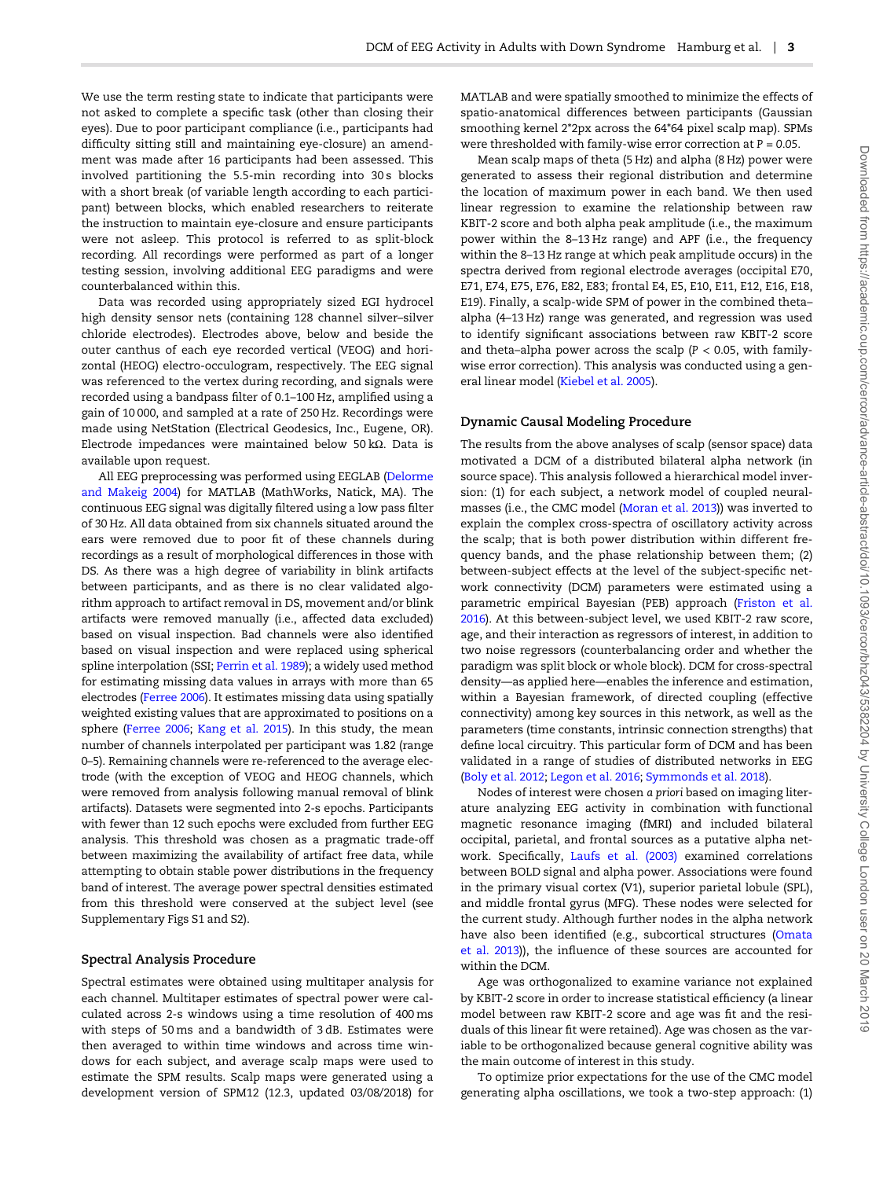We use the term resting state to indicate that participants were not asked to complete a specific task (other than closing their eyes). Due to poor participant compliance (i.e., participants had difficulty sitting still and maintaining eye-closure) an amendment was made after 16 participants had been assessed. This involved partitioning the 5.5-min recording into 30 s blocks with a short break (of variable length according to each participant) between blocks, which enabled researchers to reiterate the instruction to maintain eye-closure and ensure participants were not asleep. This protocol is referred to as split-block recording. All recordings were performed as part of a longer testing session, involving additional EEG paradigms and were counterbalanced within this.

Data was recorded using appropriately sized EGI hydrocel high density sensor nets (containing 128 channel silver–silver chloride electrodes). Electrodes above, below and beside the outer canthus of each eye recorded vertical (VEOG) and horizontal (HEOG) electro-occulogram, respectively. The EEG signal was referenced to the vertex during recording, and signals were recorded using a bandpass filter of 0.1–100 Hz, amplified using a gain of 10 000, and sampled at a rate of 250 Hz. Recordings were made using NetStation (Electrical Geodesics, Inc., Eugene, OR). Electrode impedances were maintained below 50 kΩ. Data is available upon request.

All EEG preprocessing was performed using EEGLAB (Delorme and Makeig 2004) for MATLAB (MathWorks, Natick, MA). The continuous EEG signal was digitally filtered using a low pass filter of 30 Hz. All data obtained from six channels situated around the ears were removed due to poor fit of these channels during recordings as a result of morphological differences in those with DS. As there was a high degree of variability in blink artifacts between participants, and as there is no clear validated algorithm approach to artifact removal in DS, movement and/or blink artifacts were removed manually (i.e., affected data excluded) based on visual inspection. Bad channels were also identified based on visual inspection and were replaced using spherical spline interpolation (SSI; Perrin et al. 1989); a widely used method for estimating missing data values in arrays with more than 65 electrodes (Ferree 2006). It estimates missing data using spatially weighted existing values that are approximated to positions on a sphere (Ferree 2006; Kang et al. 2015). In this study, the mean number of channels interpolated per participant was 1.82 (range 0–5). Remaining channels were re-referenced to the average electrode (with the exception of VEOG and HEOG channels, which were removed from analysis following manual removal of blink artifacts). Datasets were segmented into 2-s epochs. Participants with fewer than 12 such epochs were excluded from further EEG analysis. This threshold was chosen as a pragmatic trade-off between maximizing the availability of artifact free data, while attempting to obtain stable power distributions in the frequency band of interest. The average power spectral densities estimated from this threshold were conserved at the subject level (see Supplementary Figs S1 and S2).

### Spectral Analysis Procedure

Spectral estimates were obtained using multitaper analysis for each channel. Multitaper estimates of spectral power were calculated across 2-s windows using a time resolution of 400 ms with steps of 50 ms and a bandwidth of 3 dB. Estimates were then averaged to within time windows and across time windows for each subject, and average scalp maps were used to estimate the SPM results. Scalp maps were generated using a development version of SPM12 (12.3, updated 03/08/2018) for MATLAB and were spatially smoothed to minimize the effects of spatio-anatomical differences between participants (Gaussian smoothing kernel 2*2px across the 64*64 pixel scalp map). SPMs were thresholded with family-wise error correction at $P = 0.05$.

Mean scalp maps of theta (5 Hz) and alpha (8 Hz) power were generated to assess their regional distribution and determine the location of maximum power in each band. We then used linear regression to examine the relationship between raw KBIT-2 score and both alpha peak amplitude (i.e., the maximum power within the 8–13 Hz range) and APF (i.e., the frequency within the 8–13 Hz range at which peak amplitude occurs) in the spectra derived from regional electrode averages (occipital E70, E71, E74, E75, E76, E82, E83; frontal E4, E5, E10, E11, E12, E16, E18, E19). Finally, a scalp-wide SPM of power in the combined theta–alpha (4–13 Hz) range was generated, and regression was used to identify significant associations between raw KBIT-2 score and theta–alpha power across the scalp ($P < 0.05$, with family-wise error correction). This analysis was conducted using a general linear model (Kiebel et al. 2005).

### Dynamic Causal Modeling Procedure

The results from the above analyses of scalp (sensor space) data motivated a DCM of a distributed bilateral alpha network (in source space). This analysis followed a hierarchical model inversion: (1) for each subject, a network model of coupled neural-masses (i.e., the CMC model (Moran et al. 2013)) was inverted to explain the complex cross-spectra of oscillatory activity across the scalp; that is both power distribution within different frequency bands, and the phase relationship between them; (2) between-subject effects at the level of the subject-specific network connectivity (DCM) parameters were estimated using a parametric empirical Bayesian (PEB) approach (Friston et al. 2016). At this between-subject level, we used KBIT-2 raw score, age, and their interaction as regressors of interest, in addition to two noise regressors (counterbalancing order and whether the paradigm was split block or whole block). DCM for cross-spectral density—as applied here—enables the inference and estimation, within a Bayesian framework, of directed coupling (effective connectivity) among key sources in this network, as well as the parameters (time constants, intrinsic connection strengths) that define local circuitry. This particular form of DCM and has been validated in a range of studies of distributed networks in EEG (Boly et al. 2012; Legon et al. 2016; Symmonds et al. 2018).

Nodes of interest were chosen *a priori* based on imaging literature analyzing EEG activity in combination with functional magnetic resonance imaging (fMRI) and included bilateral occipital, parietal, and frontal sources as a putative alpha network. Specifically, Laufs et al. (2003) examined correlations between BOLD signal and alpha power. Associations were found in the primary visual cortex (V1), superior parietal lobule (SPL), and middle frontal gyrus (MFG). These nodes were selected for the current study. Although further nodes in the alpha network have also been identified (e.g., subcortical structures (Omata et al. 2013)), the influence of these sources are accounted for within the DCM.

Age was orthogonalized to examine variance not explained by KBIT-2 score in order to increase statistical efficiency (a linear model between raw KBIT-2 score and age was fit and the residuals of this linear fit were retained). Age was chosen as the variable to be orthogonalized because general cognitive ability was the main outcome of interest in this study.

To optimize prior expectations for the use of the CMC model generating alpha oscillations, we took a two-step approach: (1)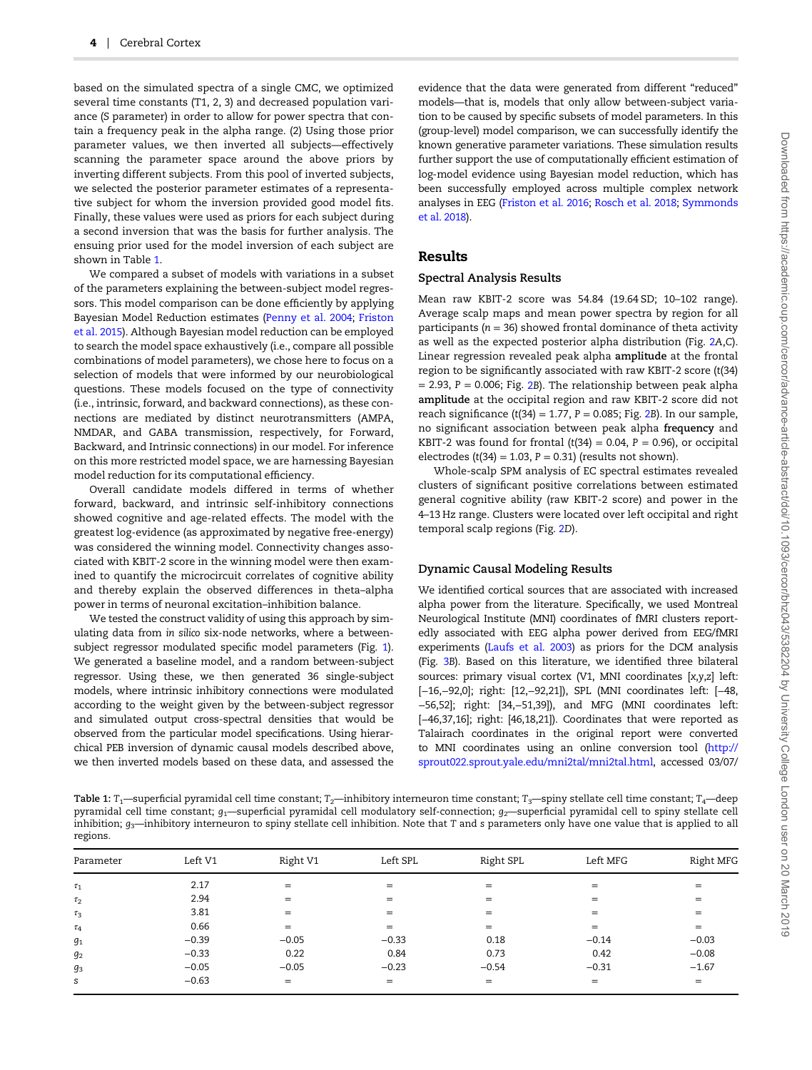based on the simulated spectra of a single CMC, we optimized several time constants (T1, 2, 3) and decreased population variance (S parameter) in order to allow for power spectra that contain a frequency peak in the alpha range. (2) Using those prior parameter values, we then inverted all subjects—effectively scanning the parameter space around the above priors by inverting different subjects. From this pool of inverted subjects, we selected the posterior parameter estimates of a representative subject for whom the inversion provided good model fits. Finally, these values were used as priors for each subject during a second inversion that was the basis for further analysis. The ensuing prior used for the model inversion of each subject are shown in Table 1.

We compared a subset of models with variations in a subset of the parameters explaining the between-subject model regressors. This model comparison can be done efficiently by applying Bayesian Model Reduction estimates (Penny et al. 2004; Friston et al. 2015). Although Bayesian model reduction can be employed to search the model space exhaustively (i.e., compare all possible combinations of model parameters), we chose here to focus on a selection of models that were informed by our neurobiological questions. These models focused on the type of connectivity (i.e., intrinsic, forward, and backward connections), as these connections are mediated by distinct neurotransmitters (AMPA, NMDAR, and GABA transmission, respectively, for Forward, Backward, and Intrinsic connections) in our model. For inference on this more restricted model space, we are harnessing Bayesian model reduction for its computational efficiency.

Overall candidate models differed in terms of whether forward, backward, and intrinsic self-inhibitory connections showed cognitive and age-related effects. The model with the greatest log-evidence (as approximated by negative free-energy) was considered the winning model. Connectivity changes associated with KBIT-2 score in the winning model were then examined to quantify the microcircuit correlates of cognitive ability and thereby explain the observed differences in theta–alpha power in terms of neuronal excitation–inhibition balance.

We tested the construct validity of using this approach by simulating data from *in silico* six-node networks, where a between-subject regressor modulated specific model parameters (Fig. 1). We generated a baseline model, and a random between-subject regressor. Using these, we then generated 36 single-subject models, where intrinsic inhibitory connections were modulated according to the weight given by the between-subject regressor and simulated output cross-spectral densities that would be observed from the particular model specifications. Using hierarchical PEB inversion of dynamic causal models described above, we then inverted models based on these data, and assessed the evidence that the data were generated from different "reduced" models—that is, models that only allow between-subject variation to be caused by specific subsets of model parameters. In this (group-level) model comparison, we can successfully identify the known generative parameter variations. These simulation results further support the use of computationally efficient estimation of log-model evidence using Bayesian model reduction, which has been successfully employed across multiple complex network analyses in EEG (Friston et al. 2016; Rosch et al. 2018; Symmonds et al. 2018).

## Results

### Spectral Analysis Results

Mean raw KBIT-2 score was 54.84 (19.64 SD; 10–102 range). Average scalp maps and mean power spectra by region for all participants ($n$ = 36) showed frontal dominance of theta activity as well as the expected posterior alpha distribution (Fig. 2A,C). Linear regression revealed peak alpha **amplitude** at the frontal region to be significantly associated with raw KBIT-2 score ($t$(34) = 2.93, $P$ = 0.006; Fig. 2B). The relationship between peak alpha **amplitude** at the occipital region and raw KBIT-2 score did not reach significance ($t$(34) = 1.77, $P$ = 0.085; Fig. 2B). In our sample, no significant association between peak alpha **frequency** and KBIT-2 was found for frontal ($t$(34) = 0.04, $P$ = 0.96), or occipital electrodes ($t$(34) = 1.03, $P$ = 0.31) (results not shown).

Whole-scalp SPM analysis of EC spectral estimates revealed clusters of significant positive correlations between estimated general cognitive ability (raw KBIT-2 score) and power in the 4–13 Hz range. Clusters were located over left occipital and right temporal scalp regions (Fig. 2D).

### Dynamic Causal Modeling Results

We identified cortical sources that are associated with increased alpha power from the literature. Specifically, we used Montreal Neurological Institute (MNI) coordinates of fMRI clusters reportedly associated with EEG alpha power derived from EEG/fMRI experiments (Laufs et al. 2003) as priors for the DCM analysis (Fig. 3B). Based on this literature, we identified three bilateral sources: primary visual cortex (V1, MNI coordinates [x,y,z] left: [−16,−92,0]; right: [12,−92,21]), SPL (MNI coordinates left: [−48, −56,52]; right: [34,−51,39]), and MFG (MNI coordinates left: [−46,37,16]; right: [46,18,21]). Coordinates that were reported as Talairach coordinates in the original report were converted to MNI coordinates using an online conversion tool (http://sprout022.sprout.yale.edu/mni2tal/mni2tal.html, accessed 03/07/

**Table 1:** $T_1$—superficial pyramidal cell time constant; $T_2$—inhibitory interneuron time constant; $T_3$—spiny stellate cell time constant; $T_4$—deep pyramidal cell time constant; $g_1$—superficial pyramidal cell modulatory self-connection; $g_2$—superficial pyramidal cell to spiny stellate cell inhibition; $g_3$—inhibitory interneuron to spiny stellate cell inhibition. Note that $T$ and $s$ parameters only have one value that is applied to all regions.

| Parameter | Left V1 | Right V1 | Left SPL | Right SPL | Left MFG | Right MFG |
|---|---|---|---|---|---|---|
| $\tau_1$ | 2.17 | = | = | = | = | = |
| $\tau_2$ | 2.94 | = | = | = | = | = |
| $\tau_3$ | 3.81 | = | = | = | = | = |
| $\tau_4$ | 0.66 | = | = | = | = | = |
| $g_1$ | −0.39 | −0.05 | −0.33 | 0.18 | −0.14 | −0.03 |
| $g_2$ | −0.33 | 0.22 | 0.84 | 0.73 | 0.42 | −0.08 |
| $g_3$ | −0.05 | −0.05 | −0.23 | −0.54 | −0.31 | −1.67 |
| $s$ | −0.63 | = | = | = | = | = |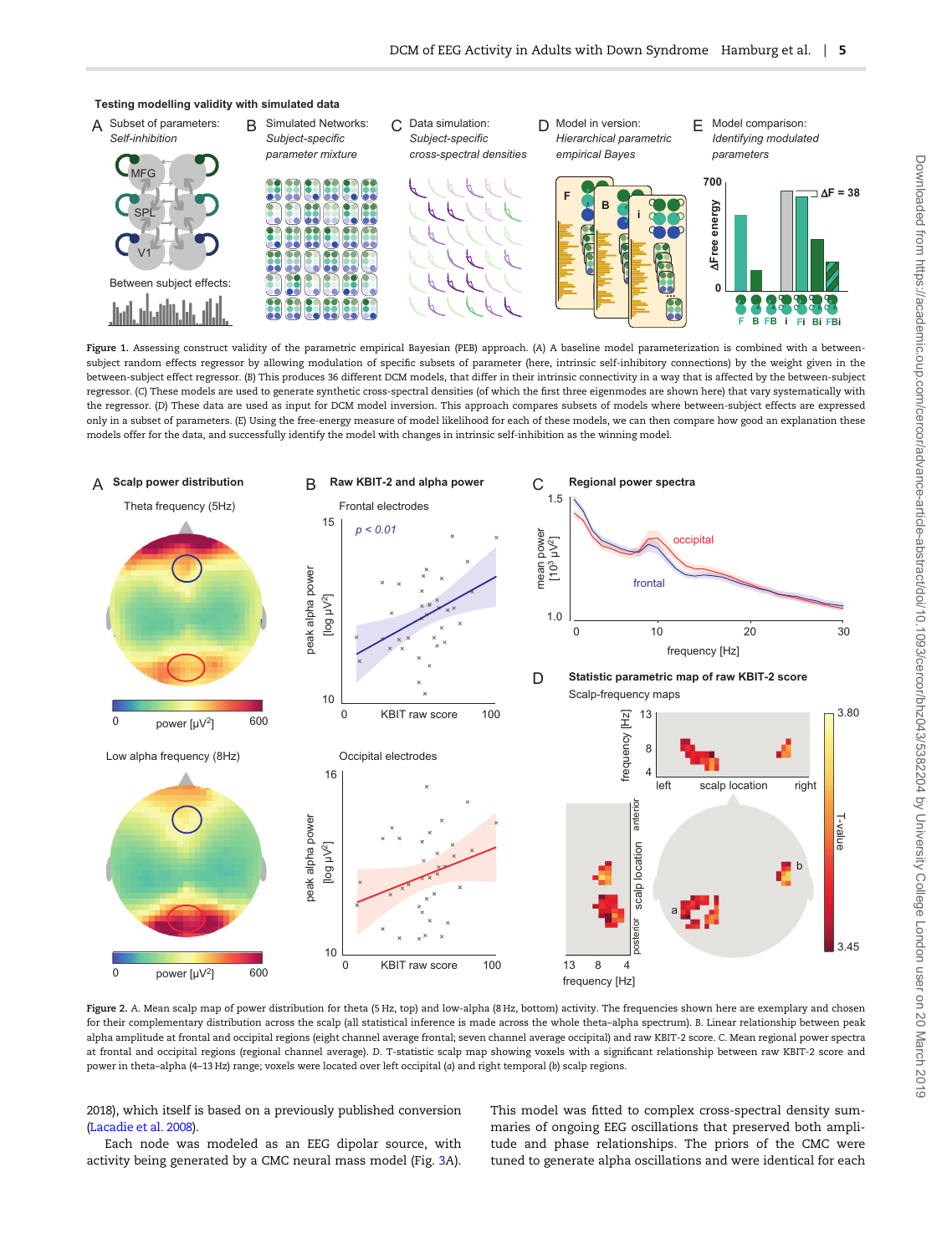**Figure 1.** Assessing construct validity of the parametric empirical Bayesian (PEB) approach. (A) A baseline model parameterization is combined with a between-subject random effects regressor by allowing modulation of specific subsets of parameter (here, intrinsic self-inhibitory connections) by the weight given in the between-subject effect regressor. (B) This produces 36 different DCM models, that differ in their intrinsic connectivity in a way that is affected by the between-subject regressor. (C) These models are used to generate synthetic cross-spectral densities (of which the first three eigenmodes are shown here) that vary systematically with the regressor. (D) These data are used as input for DCM model inversion. This approach compares subsets of models where between-subject effects are expressed only in a subset of parameters. (E) Using the free-energy measure of model likelihood for each of these models, we can then compare how good an explanation these models offer for the data, and successfully identify the model with changes in intrinsic self-inhibition as the winning model.

**Figure 2.** A. Mean scalp map of power distribution for theta (5 Hz, top) and low-alpha (8 Hz, bottom) activity. The frequencies shown here are exemplary and chosen for their complementary distribution across the scalp (all statistical inference is made across the whole theta–alpha spectrum). B. Linear relationship between peak alpha amplitude at frontal and occipital regions (eight channel average frontal; seven channel average occipital) and raw KBIT-2 score. C. Mean regional power spectra at frontal and occipital regions (regional channel average). D. T-statistic scalp map showing voxels with a significant relationship between raw KBIT-2 score and power in theta–alpha (4–13 Hz) range; voxels were located over left occipital (a) and right temporal (b) scalp regions.

2018), which itself is based on a previously published conversion (Lacadie et al. 2008).

Each node was modeled as an EEG dipolar source, with activity being generated by a CMC neural mass model (Fig. 3A).

This model was fitted to complex cross-spectral density summaries of ongoing EEG oscillations that preserved both amplitude and phase relationships. The priors of the CMC were tuned to generate alpha oscillations and were identical for each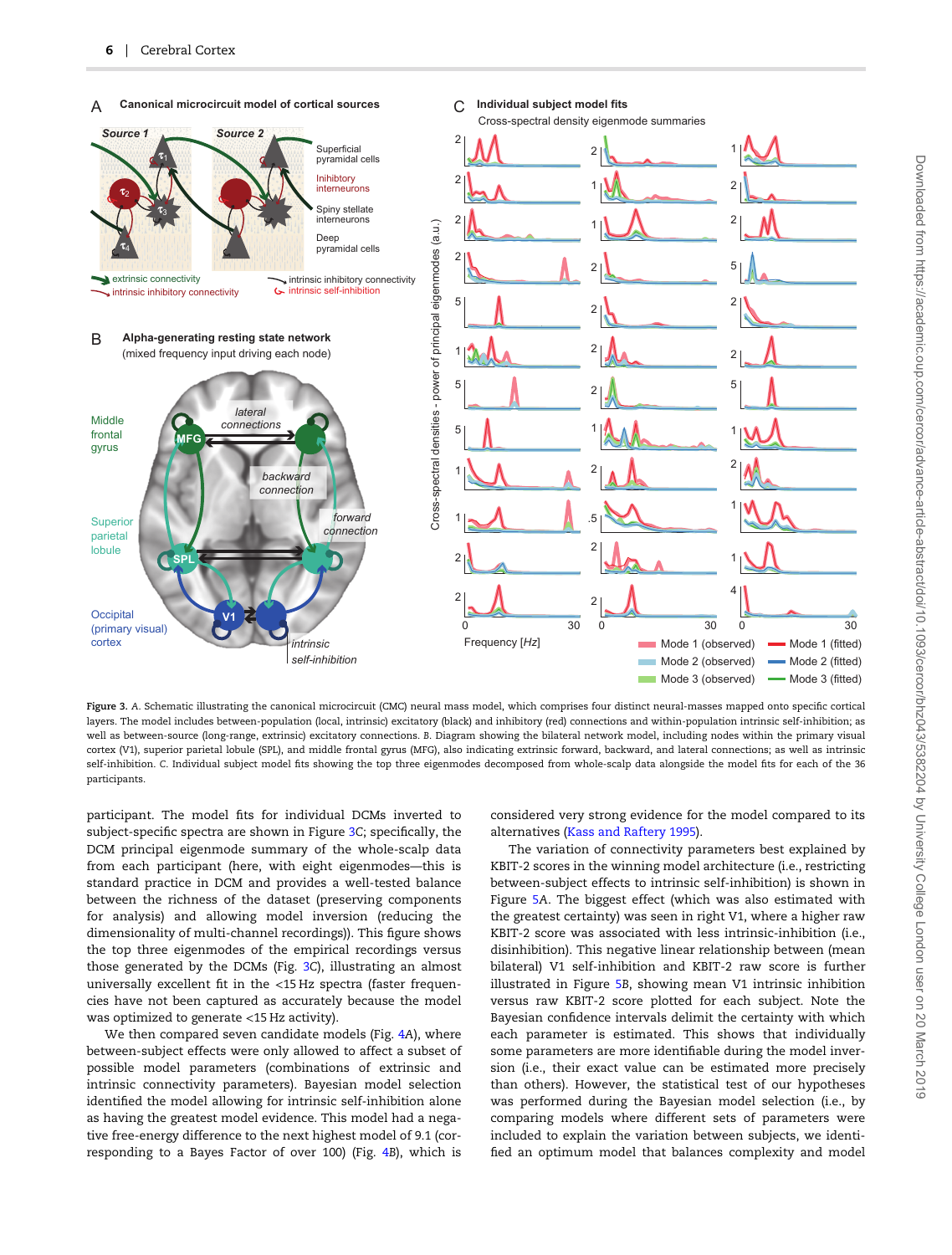Figure 3. A. Schematic illustrating the canonical microcircuit (CMC) neural mass model, which comprises four distinct neural-masses mapped onto specific cortical layers. The model includes between-population (local, intrinsic) excitatory (black) and inhibitory (red) connections and within-population intrinsic self-inhibition; as well as between-source (long-range, extrinsic) excitatory connections. B. Diagram showing the bilateral network model, including nodes within the primary visual cortex (V1), superior parietal lobule (SPL), and middle frontal gyrus (MFG), also indicating extrinsic forward, backward, and lateral connections; as well as intrinsic self-inhibition. C. Individual subject model fits showing the top three eigenmodes decomposed from whole-scalp data alongside the model fits for each of the 36 participants.

participant. The model fits for individual DCMs inverted to subject-specific spectra are shown in Figure 3C; specifically, the DCM principal eigenmode summary of the whole-scalp data from each participant (here, with eight eigenmodes—this is standard practice in DCM and provides a well-tested balance between the richness of the dataset (preserving components for analysis) and allowing model inversion (reducing the dimensionality of multi-channel recordings)). This figure shows the top three eigenmodes of the empirical recordings versus those generated by the DCMs (Fig. 3C), illustrating an almost universally excellent fit in the <15 Hz spectra (faster frequencies have not been captured as accurately because the model was optimized to generate <15 Hz activity).

We then compared seven candidate models (Fig. 4A), where between-subject effects were only allowed to affect a subset of possible model parameters (combinations of extrinsic and intrinsic connectivity parameters). Bayesian model selection identified the model allowing for intrinsic self-inhibition alone as having the greatest model evidence. This model had a negative free-energy difference to the next highest model of 9.1 (corresponding to a Bayes Factor of over 100) (Fig. 4B), which is considered very strong evidence for the model compared to its alternatives (Kass and Raftery 1995).

The variation of connectivity parameters best explained by KBIT-2 scores in the winning model architecture (i.e., restricting between-subject effects to intrinsic self-inhibition) is shown in Figure 5A. The biggest effect (which was also estimated with the greatest certainty) was seen in right V1, where a higher raw KBIT-2 score was associated with less intrinsic-inhibition (i.e., disinhibition). This negative linear relationship between (mean bilateral) V1 self-inhibition and KBIT-2 raw score is further illustrated in Figure 5B, showing mean V1 intrinsic inhibition versus raw KBIT-2 score plotted for each subject. Note the Bayesian confidence intervals delimit the certainty with which each parameter is estimated. This shows that individually some parameters are more identifiable during the model inversion (i.e., their exact value can be estimated more precisely than others). However, the statistical test of our hypotheses was performed during the Bayesian model selection (i.e., by comparing models where different sets of parameters were included to explain the variation between subjects, we identified an optimum model that balances complexity and model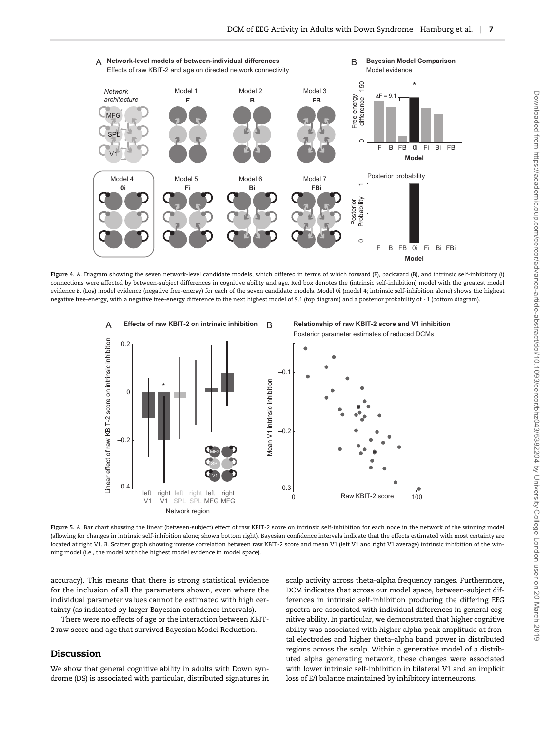**Figure 4.** A. Diagram showing the seven network-level candidate models, which differed in terms of which forward (F), backward (B), and intrinsic self-inhibitory (i) connections were affected by between-subject differences in cognitive ability and age. Red box denotes the (intrinsic self-inhibition) model with the greatest model evidence B. (Log) model evidence (negative free-energy) for each of the seven candidate models. Model 0i (model 4; intrinsic self-inhibition alone) shows the highest negative free-energy, with a negative free-energy difference to the next highest model of 9.1 (top diagram) and a posterior probability of ~1 (bottom diagram).

**Figure 5.** A. Bar chart showing the linear (between-subject) effect of raw KBIT-2 score on intrinsic self-inhibition for each node in the network of the winning model (allowing for changes in intrinsic self-inhibition alone; shown bottom right). Bayesian confidence intervals indicate that the effects estimated with most certainty are located at right V1. B. Scatter graph showing inverse correlation between raw KBIT-2 score and mean V1 (left V1 and right V1 average) intrinsic inhibition of the winning model (i.e., the model with the highest model evidence in model space).

accuracy). This means that there is strong statistical evidence for the inclusion of all the parameters shown, even where the individual parameter values cannot be estimated with high certainty (as indicated by larger Bayesian confidence intervals).

There were no effects of age or the interaction between KBIT-2 raw score and age that survived Bayesian Model Reduction.

## Discussion

We show that general cognitive ability in adults with Down syndrome (DS) is associated with particular, distributed signatures in scalp activity across theta–alpha frequency ranges. Furthermore, DCM indicates that across our model space, between-subject differences in intrinsic self-inhibition producing the differing EEG spectra are associated with individual differences in general cognitive ability. In particular, we demonstrated that higher cognitive ability was associated with higher alpha peak amplitude at frontal electrodes and higher theta–alpha band power in distributed regions across the scalp. Within a generative model of a distributed alpha generating network, these changes were associated with lower intrinsic self-inhibition in bilateral V1 and an implicit loss of E/I balance maintained by inhibitory interneurons.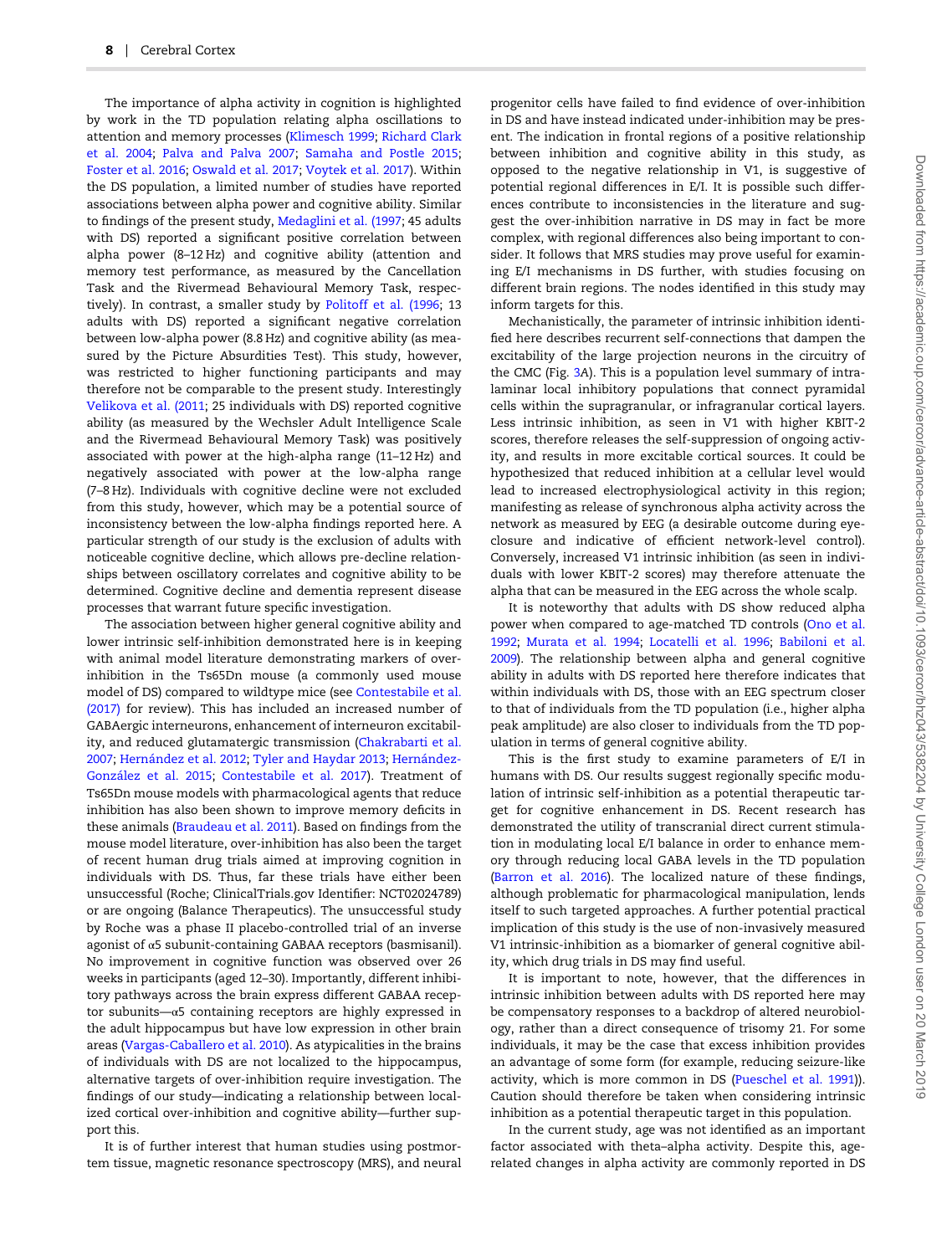The importance of alpha activity in cognition is highlighted by work in the TD population relating alpha oscillations to attention and memory processes (Klimesch 1999; Richard Clark et al. 2004; Palva and Palva 2007; Samaha and Postle 2015; Foster et al. 2016; Oswald et al. 2017; Voytek et al. 2017). Within the DS population, a limited number of studies have reported associations between alpha power and cognitive ability. Similar to findings of the present study, Medaglini et al. (1997; 45 adults with DS) reported a significant positive correlation between alpha power (8–12 Hz) and cognitive ability (attention and memory test performance, as measured by the Cancellation Task and the Rivermead Behavioural Memory Task, respectively). In contrast, a smaller study by Politoff et al. (1996; 13 adults with DS) reported a significant negative correlation between low-alpha power (8.8 Hz) and cognitive ability (as measured by the Picture Absurdities Test). This study, however, was restricted to higher functioning participants and may therefore not be comparable to the present study. Interestingly Velikova et al. (2011; 25 individuals with DS) reported cognitive ability (as measured by the Wechsler Adult Intelligence Scale and the Rivermead Behavioural Memory Task) was positively associated with power at the high-alpha range (11–12 Hz) and negatively associated with power at the low-alpha range (7–8 Hz). Individuals with cognitive decline were not excluded from this study, however, which may be a potential source of inconsistency between the low-alpha findings reported here. A particular strength of our study is the exclusion of adults with noticeable cognitive decline, which allows pre-decline relationships between oscillatory correlates and cognitive ability to be determined. Cognitive decline and dementia represent disease processes that warrant future specific investigation.

The association between higher general cognitive ability and lower intrinsic self-inhibition demonstrated here is in keeping with animal model literature demonstrating markers of over-inhibition in the Ts65Dn mouse (a commonly used mouse model of DS) compared to wildtype mice (see Contestabile et al. (2017) for review). This has included an increased number of GABAergic interneurons, enhancement of interneuron excitability, and reduced glutamatergic transmission (Chakrabarti et al. 2007; Hernández et al. 2012; Tyler and Haydar 2013; Hernández-González et al. 2015; Contestabile et al. 2017). Treatment of Ts65Dn mouse models with pharmacological agents that reduce inhibition has also been shown to improve memory deficits in these animals (Braudeau et al. 2011). Based on findings from the mouse model literature, over-inhibition has also been the target of recent human drug trials aimed at improving cognition in individuals with DS. Thus, far these trials have either been unsuccessful (Roche; ClinicalTrials.gov Identifier: NCT02024789) or are ongoing (Balance Therapeutics). The unsuccessful study by Roche was a phase II placebo-controlled trial of an inverse agonist of α5 subunit-containing GABAA receptors (basmisanil). No improvement in cognitive function was observed over 26 weeks in participants (aged 12–30). Importantly, different inhibitory pathways across the brain express different GABAA receptor subunits—α5 containing receptors are highly expressed in the adult hippocampus but have low expression in other brain areas (Vargas-Caballero et al. 2010). As atypicalities in the brains of individuals with DS are not localized to the hippocampus, alternative targets of over-inhibition require investigation. The findings of our study—indicating a relationship between localized cortical over-inhibition and cognitive ability—further support this.

It is of further interest that human studies using postmortem tissue, magnetic resonance spectroscopy (MRS), and neural progenitor cells have failed to find evidence of over-inhibition in DS and have instead indicated under-inhibition may be present. The indication in frontal regions of a positive relationship between inhibition and cognitive ability in this study, as opposed to the negative relationship in V1, is suggestive of potential regional differences in E/I. It is possible such differences contribute to inconsistencies in the literature and suggest the over-inhibition narrative in DS may in fact be more complex, with regional differences also being important to consider. It follows that MRS studies may prove useful for examining E/I mechanisms in DS further, with studies focusing on different brain regions. The nodes identified in this study may inform targets for this.

Mechanistically, the parameter of intrinsic inhibition identified here describes recurrent self-connections that dampen the excitability of the large projection neurons in the circuitry of the CMC (Fig. 3A). This is a population level summary of intralaminar local inhibitory populations that connect pyramidal cells within the supragranular, or infragranular cortical layers. Less intrinsic inhibition, as seen in V1 with higher KBIT-2 scores, therefore releases the self-suppression of ongoing activity, and results in more excitable cortical sources. It could be hypothesized that reduced inhibition at a cellular level would lead to increased electrophysiological activity in this region; manifesting as release of synchronous alpha activity across the network as measured by EEG (a desirable outcome during eye-closure and indicative of efficient network-level control). Conversely, increased V1 intrinsic inhibition (as seen in individuals with lower KBIT-2 scores) may therefore attenuate the alpha that can be measured in the EEG across the whole scalp.

It is noteworthy that adults with DS show reduced alpha power when compared to age-matched TD controls (Ono et al. 1992; Murata et al. 1994; Locatelli et al. 1996; Babiloni et al. 2009). The relationship between alpha and general cognitive ability in adults with DS reported here therefore indicates that within individuals with DS, those with an EEG spectrum closer to that of individuals from the TD population (i.e., higher alpha peak amplitude) are also closer to individuals from the TD population in terms of general cognitive ability.

This is the first study to examine parameters of E/I in humans with DS. Our results suggest regionally specific modulation of intrinsic self-inhibition as a potential therapeutic target for cognitive enhancement in DS. Recent research has demonstrated the utility of transcranial direct current stimulation in modulating local E/I balance in order to enhance memory through reducing local GABA levels in the TD population (Barron et al. 2016). The localized nature of these findings, although problematic for pharmacological manipulation, lends itself to such targeted approaches. A further potential practical implication of this study is the use of non-invasively measured V1 intrinsic-inhibition as a biomarker of general cognitive ability, which drug trials in DS may find useful.

It is important to note, however, that the differences in intrinsic inhibition between adults with DS reported here may be compensatory responses to a backdrop of altered neurobiology, rather than a direct consequence of trisomy 21. For some individuals, it may be the case that excess inhibition provides an advantage of some form (for example, reducing seizure-like activity, which is more common in DS (Pueschel et al. 1991)). Caution should therefore be taken when considering intrinsic inhibition as a potential therapeutic target in this population.

In the current study, age was not identified as an important factor associated with theta–alpha activity. Despite this, age-related changes in alpha activity are commonly reported in DS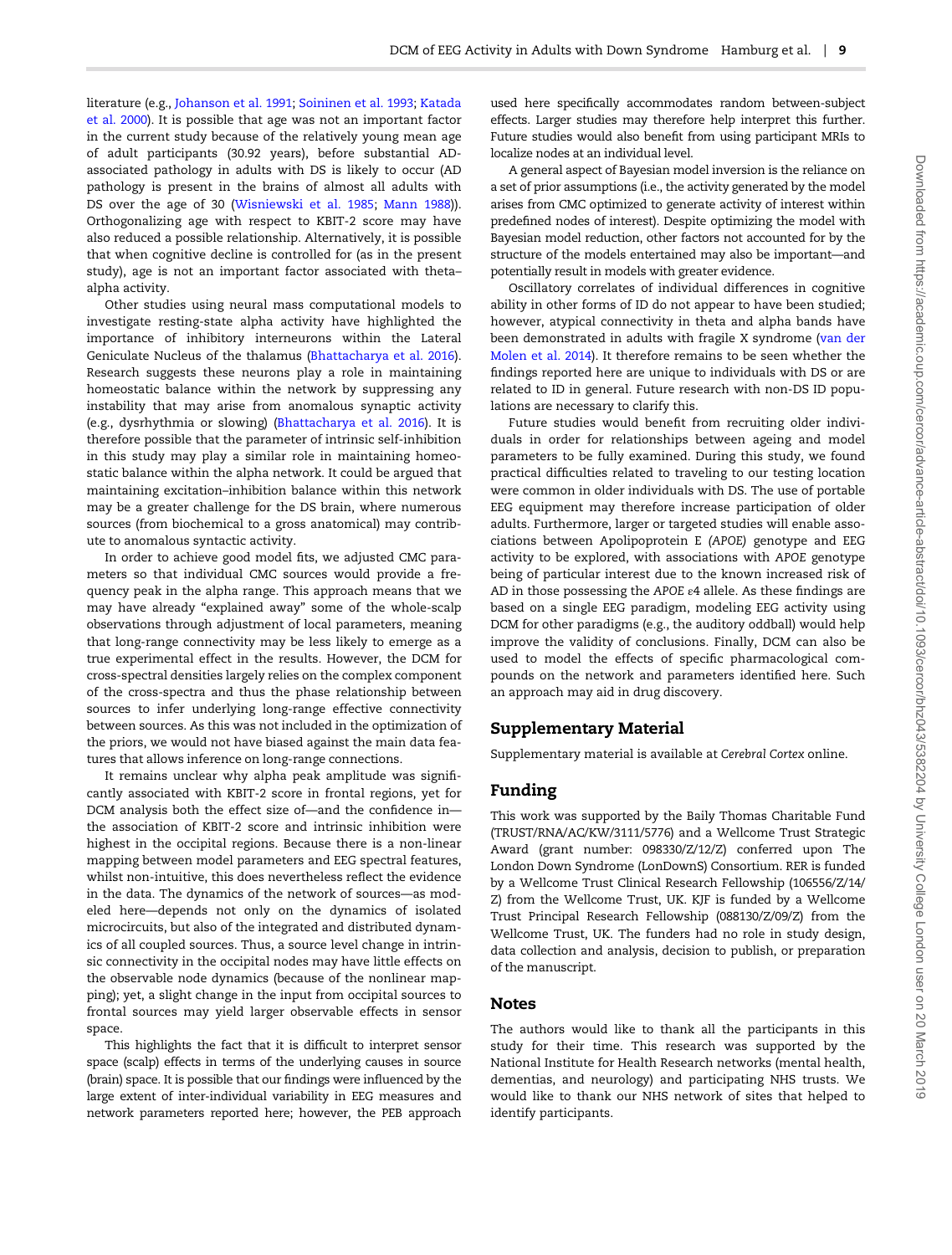literature (e.g., Johanson et al. 1991; Soininen et al. 1993; Katada et al. 2000). It is possible that age was not an important factor in the current study because of the relatively young mean age of adult participants (30.92 years), before substantial AD-associated pathology in adults with DS is likely to occur (AD pathology is present in the brains of almost all adults with DS over the age of 30 (Wisniewski et al. 1985; Mann 1988)). Orthogonalizing age with respect to KBIT-2 score may have also reduced a possible relationship. Alternatively, it is possible that when cognitive decline is controlled for (as in the present study), age is not an important factor associated with theta–alpha activity.

Other studies using neural mass computational models to investigate resting-state alpha activity have highlighted the importance of inhibitory interneurons within the Lateral Geniculate Nucleus of the thalamus (Bhattacharya et al. 2016). Research suggests these neurons play a role in maintaining homeostatic balance within the network by suppressing any instability that may arise from anomalous synaptic activity (e.g., dysrhythmia or slowing) (Bhattacharya et al. 2016). It is therefore possible that the parameter of intrinsic self-inhibition in this study may play a similar role in maintaining homeostatic balance within the alpha network. It could be argued that maintaining excitation–inhibition balance within this network may be a greater challenge for the DS brain, where numerous sources (from biochemical to a gross anatomical) may contribute to anomalous syntactic activity.

In order to achieve good model fits, we adjusted CMC parameters so that individual CMC sources would provide a frequency peak in the alpha range. This approach means that we may have already "explained away" some of the whole-scalp observations through adjustment of local parameters, meaning that long-range connectivity may be less likely to emerge as a true experimental effect in the results. However, the DCM for cross-spectral densities largely relies on the complex component of the cross-spectra and thus the phase relationship between sources to infer underlying long-range effective connectivity between sources. As this was not included in the optimization of the priors, we would not have biased against the main data features that allows inference on long-range connections.

It remains unclear why alpha peak amplitude was significantly associated with KBIT-2 score in frontal regions, yet for DCM analysis both the effect size of—and the confidence in—the association of KBIT-2 score and intrinsic inhibition were highest in the occipital regions. Because there is a non-linear mapping between model parameters and EEG spectral features, whilst non-intuitive, this does nevertheless reflect the evidence in the data. The dynamics of the network of sources—as modeled here—depends not only on the dynamics of isolated microcircuits, but also of the integrated and distributed dynamics of all coupled sources. Thus, a source level change in intrinsic connectivity in the occipital nodes may have little effects on the observable node dynamics (because of the nonlinear mapping); yet, a slight change in the input from occipital sources to frontal sources may yield larger observable effects in sensor space.

This highlights the fact that it is difficult to interpret sensor space (scalp) effects in terms of the underlying causes in source (brain) space. It is possible that our findings were influenced by the large extent of inter-individual variability in EEG measures and network parameters reported here; however, the PEB approach used here specifically accommodates random between-subject effects. Larger studies may therefore help interpret this further. Future studies would also benefit from using participant MRIs to localize nodes at an individual level.

A general aspect of Bayesian model inversion is the reliance on a set of prior assumptions (i.e., the activity generated by the model arises from CMC optimized to generate activity of interest within predefined nodes of interest). Despite optimizing the model with Bayesian model reduction, other factors not accounted for by the structure of the models entertained may also be important—and potentially result in models with greater evidence.

Oscillatory correlates of individual differences in cognitive ability in other forms of ID do not appear to have been studied; however, atypical connectivity in theta and alpha bands have been demonstrated in adults with fragile X syndrome (van der Molen et al. 2014). It therefore remains to be seen whether the findings reported here are unique to individuals with DS or are related to ID in general. Future research with non-DS ID populations are necessary to clarify this.

Future studies would benefit from recruiting older individuals in order for relationships between ageing and model parameters to be fully examined. During this study, we found practical difficulties related to traveling to our testing location were common in older individuals with DS. The use of portable EEG equipment may therefore increase participation of older adults. Furthermore, larger or targeted studies will enable associations between Apolipoprotein E (*APOE*) genotype and EEG activity to be explored, with associations with *APOE* genotype being of particular interest due to the known increased risk of AD in those possessing the *APOE* ε4 allele. As these findings are based on a single EEG paradigm, modeling EEG activity using DCM for other paradigms (e.g., the auditory oddball) would help improve the validity of conclusions. Finally, DCM can also be used to model the effects of specific pharmacological compounds on the network and parameters identified here. Such an approach may aid in drug discovery.

## Supplementary Material

Supplementary material is available at *Cerebral Cortex* online.

## Funding

This work was supported by the Baily Thomas Charitable Fund (TRUST/RNA/AC/KW/3111/5776) and a Wellcome Trust Strategic Award (grant number: 098330/Z/12/Z) conferred upon The London Down Syndrome (LonDownS) Consortium. RER is funded by a Wellcome Trust Clinical Research Fellowship (106556/Z/14/Z) from the Wellcome Trust, UK. KJF is funded by a Wellcome Trust Principal Research Fellowship (088130/Z/09/Z) from the Wellcome Trust, UK. The funders had no role in study design, data collection and analysis, decision to publish, or preparation of the manuscript.

## Notes

The authors would like to thank all the participants in this study for their time. This research was supported by the National Institute for Health Research networks (mental health, dementias, and neurology) and participating NHS trusts. We would like to thank our NHS network of sites that helped to identify participants.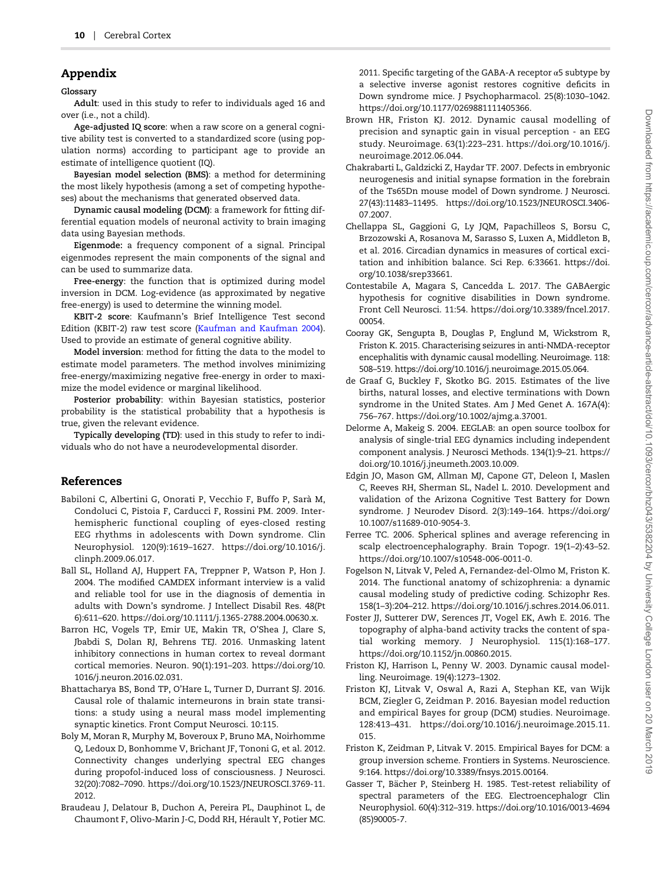## Appendix

### Glossary

**Adult**: used in this study to refer to individuals aged 16 and over (i.e., not a child).

**Age-adjusted IQ score**: when a raw score on a general cognitive ability test is converted to a standardized score (using population norms) according to participant age to provide an estimate of intelligence quotient (IQ).

**Bayesian model selection (BMS)**: a method for determining the most likely hypothesis (among a set of competing hypotheses) about the mechanisms that generated observed data.

**Dynamic causal modeling (DCM)**: a framework for fitting differential equation models of neuronal activity to brain imaging data using Bayesian methods.

**Eigenmode:** a frequency component of a signal. Principal eigenmodes represent the main components of the signal and can be used to summarize data.

**Free-energy**: the function that is optimized during model inversion in DCM. Log-evidence (as approximated by negative free-energy) is used to determine the winning model.

**KBIT-2 score**: Kaufmann's Brief Intelligence Test second Edition (KBIT-2) raw test score (Kaufman and Kaufman 2004). Used to provide an estimate of general cognitive ability.

**Model inversion**: method for fitting the data to the model to estimate model parameters. The method involves minimizing free-energy/maximizing negative free-energy in order to maximize the model evidence or marginal likelihood.

**Posterior probability**: within Bayesian statistics, posterior probability is the statistical probability that a hypothesis is true, given the relevant evidence.

**Typically developing (TD)**: used in this study to refer to individuals who do not have a neurodevelopmental disorder.

## References

Babiloni C, Albertini G, Onorati P, Vecchio F, Buffo P, Sarà M, Condoluci C, Pistoia F, Carducci F, Rossini PM. 2009. Inter-hemispheric functional coupling of eyes-closed resting EEG rhythms in adolescents with Down syndrome. Clin Neurophysiol. 120(9):1619–1627. https://doi.org/10.1016/j.clinph.2009.06.017.

Ball SL, Holland AJ, Huppert FA, Treppner P, Watson P, Hon J. 2004. The modified CAMDEX informant interview is a valid and reliable tool for use in the diagnosis of dementia in adults with Down's syndrome. J Intellect Disabil Res. 48(Pt 6):611–620. https://doi.org/10.1111/j.1365-2788.2004.00630.x.

Barron HC, Vogels TP, Emir UE, Makin TR, O'Shea J, Clare S, Jbabdi S, Dolan RJ, Behrens TEJ. 2016. Unmasking latent inhibitory connections in human cortex to reveal dormant cortical memories. Neuron. 90(1):191–203. https://doi.org/10.1016/j.neuron.2016.02.031.

Bhattacharya BS, Bond TP, O'Hare L, Turner D, Durrant SJ. 2016. Causal role of thalamic interneurons in brain state transitions: a study using a neural mass model implementing synaptic kinetics. Front Comput Neurosci. 10:115.

Boly M, Moran R, Murphy M, Boveroux P, Bruno MA, Noirhomme Q, Ledoux D, Bonhomme V, Brichant JF, Tononi G, et al. 2012. Connectivity changes underlying spectral EEG changes during propofol-induced loss of consciousness. J Neurosci. 32(20):7082–7090. https://doi.org/10.1523/JNEUROSCI.3769-11.2012.

Braudeau J, Delatour B, Duchon A, Pereira PL, Dauphinot L, de Chaumont F, Olivo-Marin J-C, Dodd RH, Hérault Y, Potier MC. 2011. Specific targeting of the GABA-A receptor α5 subtype by a selective inverse agonist restores cognitive deficits in Down syndrome mice. J Psychopharmacol. 25(8):1030–1042. https://doi.org/10.1177/0269881111405366.

Brown HR, Friston KJ. 2012. Dynamic causal modelling of precision and synaptic gain in visual perception - an EEG study. Neuroimage. 63(1):223–231. https://doi.org/10.1016/j.neuroimage.2012.06.044.

Chakrabarti L, Galdzicki Z, Haydar TF. 2007. Defects in embryonic neurogenesis and initial synapse formation in the forebrain of the Ts65Dn mouse model of Down syndrome. J Neurosci. 27(43):11483–11495. https://doi.org/10.1523/JNEUROSCI.3406-07.2007.

Chellappa SL, Gaggioni G, Ly JQM, Papachilleos S, Borsu C, Brzozowski A, Rosanova M, Sarasso S, Luxen A, Middleton B, et al. 2016. Circadian dynamics in measures of cortical excitation and inhibition balance. Sci Rep. 6:33661. https://doi.org/10.1038/srep33661.

Contestabile A, Magara S, Cancedda L. 2017. The GABAergic hypothesis for cognitive disabilities in Down syndrome. Front Cell Neurosci. 11:54. https://doi.org/10.3389/fncel.2017.00054.

Cooray GK, Sengupta B, Douglas P, Englund M, Wickstrom R, Friston K. 2015. Characterising seizures in anti-NMDA-receptor encephalitis with dynamic causal modelling. Neuroimage. 118: 508–519. https://doi.org/10.1016/j.neuroimage.2015.05.064.

de Graaf G, Buckley F, Skotko BG. 2015. Estimates of the live births, natural losses, and elective terminations with Down syndrome in the United States. Am J Med Genet A. 167A(4): 756–767. https://doi.org/10.1002/ajmg.a.37001.

Delorme A, Makeig S. 2004. EEGLAB: an open source toolbox for analysis of single-trial EEG dynamics including independent component analysis. J Neurosci Methods. 134(1):9–21. https://doi.org/10.1016/j.jneumeth.2003.10.009.

Edgin JO, Mason GM, Allman MJ, Capone GT, Deleon I, Maslen C, Reeves RH, Sherman SL, Nadel L. 2010. Development and validation of the Arizona Cognitive Test Battery for Down syndrome. J Neurodev Disord. 2(3):149–164. https://doi.org/10.1007/s11689-010-9054-3.

Ferree TC. 2006. Spherical splines and average referencing in scalp electroencephalography. Brain Topogr. 19(1–2):43–52. https://doi.org/10.1007/s10548-006-0011-0.

Fogelson N, Litvak V, Peled A, Fernandez-del-Olmo M, Friston K. 2014. The functional anatomy of schizophrenia: a dynamic causal modeling study of predictive coding. Schizophr Res. 158(1–3):204–212. https://doi.org/10.1016/j.schres.2014.06.011.

Foster JJ, Sutterer DW, Serences JT, Vogel EK, Awh E. 2016. The topography of alpha-band activity tracks the content of spatial working memory. J Neurophysiol. 115(1):168–177. https://doi.org/10.1152/jn.00860.2015.

Friston KJ, Harrison L, Penny W. 2003. Dynamic causal modelling. Neuroimage. 19(4):1273–1302.

Friston KJ, Litvak V, Oswal A, Razi A, Stephan KE, van Wijk BCM, Ziegler G, Zeidman P. 2016. Bayesian model reduction and empirical Bayes for group (DCM) studies. Neuroimage. 128:413–431. https://doi.org/10.1016/j.neuroimage.2015.11.015.

Friston K, Zeidman P, Litvak V. 2015. Empirical Bayes for DCM: a group inversion scheme. Frontiers in Systems. Neuroscience. 9:164. https://doi.org/10.3389/fnsys.2015.00164.

Gasser T, Bächer P, Steinberg H. 1985. Test-retest reliability of spectral parameters of the EEG. Electroencephalogr Clin Neurophysiol. 60(4):312–319. https://doi.org/10.1016/0013-4694(85)90005-7.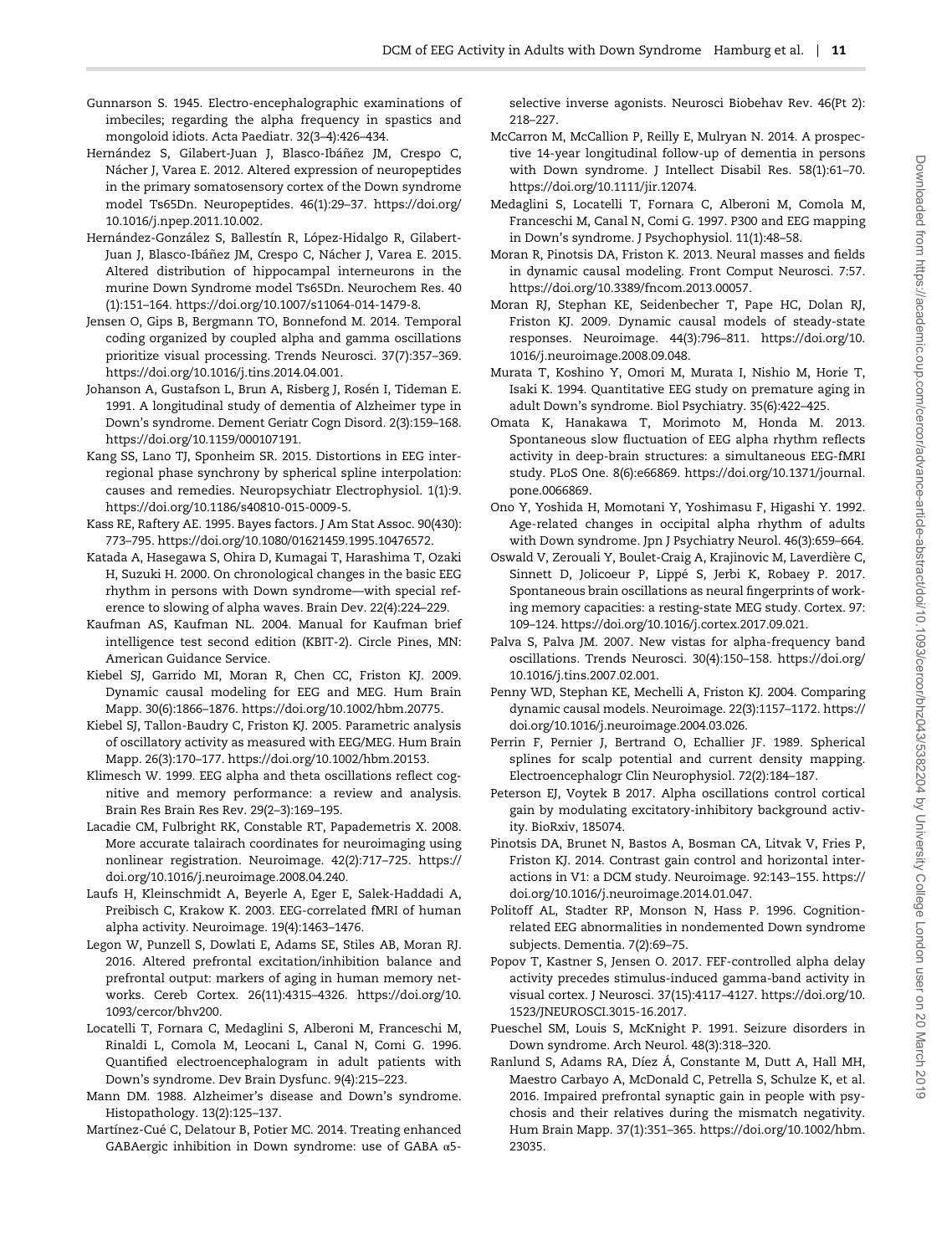Gunnarson S. 1945. Electro-encephalographic examinations of imbeciles; regarding the alpha frequency in spastics and mongoloid idiots. Acta Paediatr. 32(3–4):426–434.

Hernández S, Gilabert-Juan J, Blasco-Ibáñez JM, Crespo C, Nácher J, Varea E. 2012. Altered expression of neuropeptides in the primary somatosensory cortex of the Down syndrome model Ts65Dn. Neuropeptides. 46(1):29–37. https://doi.org/10.1016/j.npep.2011.10.002.

Hernández-González S, Ballestín R, López-Hidalgo R, Gilabert-Juan J, Blasco-Ibáñez JM, Crespo C, Nácher J, Varea E. 2015. Altered distribution of hippocampal interneurons in the murine Down Syndrome model Ts65Dn. Neurochem Res. 40 (1):151–164. https://doi.org/10.1007/s11064-014-1479-8.

Jensen O, Gips B, Bergmann TO, Bonnefond M. 2014. Temporal coding organized by coupled alpha and gamma oscillations prioritize visual processing. Trends Neurosci. 37(7):357–369. https://doi.org/10.1016/j.tins.2014.04.001.

Johanson A, Gustafson L, Brun A, Risberg J, Rosén I, Tideman E. 1991. A longitudinal study of dementia of Alzheimer type in Down's syndrome. Dement Geriatr Cogn Disord. 2(3):159–168. https://doi.org/10.1159/000107191.

Kang SS, Lano TJ, Sponheim SR. 2015. Distortions in EEG interregional phase synchrony by spherical spline interpolation: causes and remedies. Neuropsychiatr Electrophysiol. 1(1):9. https://doi.org/10.1186/s40810-015-0009-5.

Kass RE, Raftery AE. 1995. Bayes factors. J Am Stat Assoc. 90(430): 773–795. https://doi.org/10.1080/01621459.1995.10476572.

Katada A, Hasegawa S, Ohira D, Kumagai T, Harashima T, Ozaki H, Suzuki H. 2000. On chronological changes in the basic EEG rhythm in persons with Down syndrome—with special reference to slowing of alpha waves. Brain Dev. 22(4):224–229.

Kaufman AS, Kaufman NL. 2004. Manual for Kaufman brief intelligence test second edition (KBIT-2). Circle Pines, MN: American Guidance Service.

Kiebel SJ, Garrido MI, Moran R, Chen CC, Friston KJ. 2009. Dynamic causal modeling for EEG and MEG. Hum Brain Mapp. 30(6):1866–1876. https://doi.org/10.1002/hbm.20775.

Kiebel SJ, Tallon-Baudry C, Friston KJ. 2005. Parametric analysis of oscillatory activity as measured with EEG/MEG. Hum Brain Mapp. 26(3):170–177. https://doi.org/10.1002/hbm.20153.

Klimesch W. 1999. EEG alpha and theta oscillations reflect cognitive and memory performance: a review and analysis. Brain Res Brain Res Rev. 29(2–3):169–195.

Lacadie CM, Fulbright RK, Constable RT, Papademetris X. 2008. More accurate talairach coordinates for neuroimaging using nonlinear registration. Neuroimage. 42(2):717–725. https://doi.org/10.1016/j.neuroimage.2008.04.240.

Laufs H, Kleinschmidt A, Beyerle A, Eger E, Salek-Haddadi A, Preibisch C, Krakow K. 2003. EEG-correlated fMRI of human alpha activity. Neuroimage. 19(4):1463–1476.

Legon W, Punzell S, Dowlati E, Adams SE, Stiles AB, Moran RJ. 2016. Altered prefrontal excitation/inhibition balance and prefrontal output: markers of aging in human memory networks. Cereb Cortex. 26(11):4315–4326. https://doi.org/10.1093/cercor/bhv200.

Locatelli T, Fornara C, Medaglini S, Alberoni M, Franceschi M, Rinaldi L, Comola M, Leocani L, Canal N, Comi G. 1996. Quantified electroencephalogram in adult patients with Down's syndrome. Dev Brain Dysfunc. 9(4):215–223.

Mann DM. 1988. Alzheimer's disease and Down's syndrome. Histopathology. 13(2):125–137.

Martínez-Cué C, Delatour B, Potier MC. 2014. Treating enhanced GABAergic inhibition in Down syndrome: use of GABA α5-selective inverse agonists. Neurosci Biobehav Rev. 46(Pt 2): 218–227.

McCarron M, McCallion P, Reilly E, Mulryan N. 2014. A prospective 14-year longitudinal follow-up of dementia in persons with Down syndrome. J Intellect Disabil Res. 58(1):61–70. https://doi.org/10.1111/jir.12074.

Medaglini S, Locatelli T, Fornara C, Alberoni M, Comola M, Franceschi M, Canal N, Comi G. 1997. P300 and EEG mapping in Down's syndrome. J Psychophysiol. 11(1):48–58.

Moran R, Pinotsis DA, Friston K. 2013. Neural masses and fields in dynamic causal modeling. Front Comput Neurosci. 7:57. https://doi.org/10.3389/fncom.2013.00057.

Moran RJ, Stephan KE, Seidenbecher T, Pape HC, Dolan RJ, Friston KJ. 2009. Dynamic causal models of steady-state responses. Neuroimage. 44(3):796–811. https://doi.org/10.1016/j.neuroimage.2008.09.048.

Murata T, Koshino Y, Omori M, Murata I, Nishio M, Horie T, Isaki K. 1994. Quantitative EEG study on premature aging in adult Down's syndrome. Biol Psychiatry. 35(6):422–425.

Omata K, Hanakawa T, Morimoto M, Honda M. 2013. Spontaneous slow fluctuation of EEG alpha rhythm reflects activity in deep-brain structures: a simultaneous EEG-fMRI study. PLoS One. 8(6):e66869. https://doi.org/10.1371/journal.pone.0066869.

Ono Y, Yoshida H, Momotani Y, Yoshimasu F, Higashi Y. 1992. Age-related changes in occipital alpha rhythm of adults with Down syndrome. Jpn J Psychiatry Neurol. 46(3):659–664.

Oswald V, Zerouali Y, Boulet-Craig A, Krajinovic M, Laverdière C, Sinnett D, Jolicoeur P, Lippé S, Jerbi K, Robaey P. 2017. Spontaneous brain oscillations as neural fingerprints of working memory capacities: a resting-state MEG study. Cortex. 97: 109–124. https://doi.org/10.1016/j.cortex.2017.09.021.

Palva S, Palva JM. 2007. New vistas for alpha-frequency band oscillations. Trends Neurosci. 30(4):150–158. https://doi.org/10.1016/j.tins.2007.02.001.

Penny WD, Stephan KE, Mechelli A, Friston KJ. 2004. Comparing dynamic causal models. Neuroimage. 22(3):1157–1172. https://doi.org/10.1016/j.neuroimage.2004.03.026.

Perrin F, Pernier J, Bertrand O, Echallier JF. 1989. Spherical splines for scalp potential and current density mapping. Electroencephalogr Clin Neurophysiol. 72(2):184–187.

Peterson EJ, Voytek B 2017. Alpha oscillations control cortical gain by modulating excitatory-inhibitory background activity. BioRxiv, 185074.

Pinotsis DA, Brunet N, Bastos A, Bosman CA, Litvak V, Fries P, Friston KJ. 2014. Contrast gain control and horizontal interactions in V1: a DCM study. Neuroimage. 92:143–155. https://doi.org/10.1016/j.neuroimage.2014.01.047.

Politoff AL, Stadter RP, Monson N, Hass P. 1996. Cognition-related EEG abnormalities in nondemented Down syndrome subjects. Dementia. 7(2):69–75.

Popov T, Kastner S, Jensen O. 2017. FEF-controlled alpha delay activity precedes stimulus-induced gamma-band activity in visual cortex. J Neurosci. 37(15):4117–4127. https://doi.org/10.1523/JNEUROSCI.3015-16.2017.

Pueschel SM, Louis S, McKnight P. 1991. Seizure disorders in Down syndrome. Arch Neurol. 48(3):318–320.

Ranlund S, Adams RA, Díez Á, Constante M, Dutt A, Hall MH, Maestro Carbayo A, McDonald C, Petrella S, Schulze K, et al. 2016. Impaired prefrontal synaptic gain in people with psychosis and their relatives during the mismatch negativity. Hum Brain Mapp. 37(1):351–365. https://doi.org/10.1002/hbm.23035.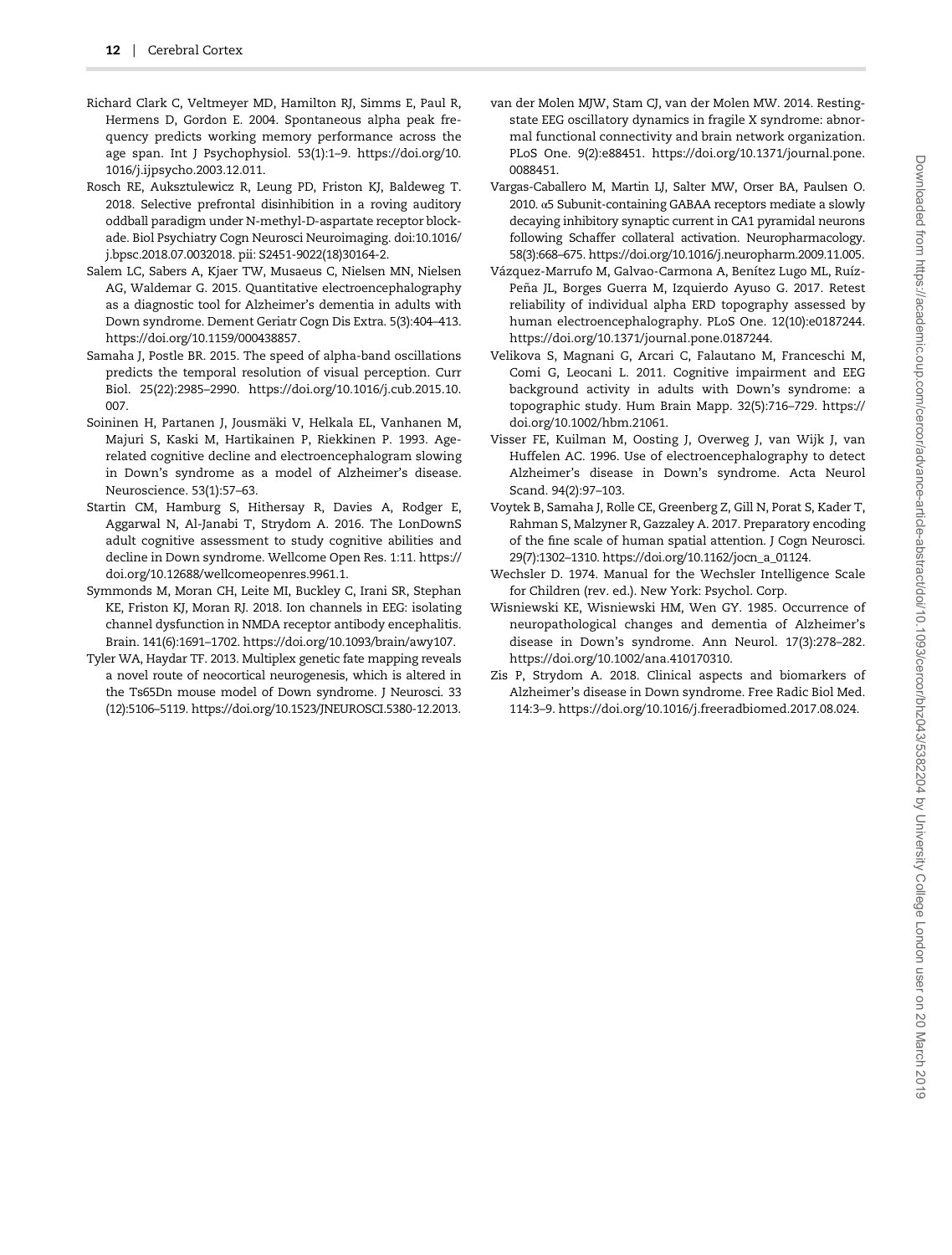Richard Clark C, Veltmeyer MD, Hamilton RJ, Simms E, Paul R, Hermens D, Gordon E. 2004. Spontaneous alpha peak frequency predicts working memory performance across the age span. Int J Psychophysiol. 53(1):1–9. https://doi.org/10.1016/j.ijpsycho.2003.12.011.

Rosch RE, Auksztulewicz R, Leung PD, Friston KJ, Baldeweg T. 2018. Selective prefrontal disinhibition in a roving auditory oddball paradigm under N-methyl-D-aspartate receptor blockade. Biol Psychiatry Cogn Neurosci Neuroimaging. doi:10.1016/j.bpsc.2018.07.0032018. pii: S2451-9022(18)30164-2.

Salem LC, Sabers A, Kjaer TW, Musaeus C, Nielsen MN, Nielsen AG, Waldemar G. 2015. Quantitative electroencephalography as a diagnostic tool for Alzheimer's dementia in adults with Down syndrome. Dement Geriatr Cogn Dis Extra. 5(3):404–413. https://doi.org/10.1159/000438857.

Samaha J, Postle BR. 2015. The speed of alpha-band oscillations predicts the temporal resolution of visual perception. Curr Biol. 25(22):2985–2990. https://doi.org/10.1016/j.cub.2015.10.007.

Soininen H, Partanen J, Jousmäki V, Helkala EL, Vanhanen M, Majuri S, Kaski M, Hartikainen P, Riekkinen P. 1993. Age-related cognitive decline and electroencephalogram slowing in Down's syndrome as a model of Alzheimer's disease. Neuroscience. 53(1):57–63.

Startin CM, Hamburg S, Hithersay R, Davies A, Rodger E, Aggarwal N, Al-Janabi T, Strydom A. 2016. The LonDownS adult cognitive assessment to study cognitive abilities and decline in Down syndrome. Wellcome Open Res. 1:11. https://doi.org/10.12688/wellcomeopenres.9961.1.

Symmonds M, Moran CH, Leite MI, Buckley C, Irani SR, Stephan KE, Friston KJ, Moran RJ. 2018. Ion channels in EEG: isolating channel dysfunction in NMDA receptor antibody encephalitis. Brain. 141(6):1691–1702. https://doi.org/10.1093/brain/awy107.

Tyler WA, Haydar TF. 2013. Multiplex genetic fate mapping reveals a novel route of neocortical neurogenesis, which is altered in the Ts65Dn mouse model of Down syndrome. J Neurosci. 33(12):5106–5119. https://doi.org/10.1523/JNEUROSCI.5380-12.2013.

van der Molen MJW, Stam CJ, van der Molen MW. 2014. Resting-state EEG oscillatory dynamics in fragile X syndrome: abnormal functional connectivity and brain network organization. PLoS One. 9(2):e88451. https://doi.org/10.1371/journal.pone.0088451.

Vargas-Caballero M, Martin LJ, Salter MW, Orser BA, Paulsen O. 2010. α5 Subunit-containing GABAA receptors mediate a slowly decaying inhibitory synaptic current in CA1 pyramidal neurons following Schaffer collateral activation. Neuropharmacology. 58(3):668–675. https://doi.org/10.1016/j.neuropharm.2009.11.005.

Vázquez-Marrufo M, Galvao-Carmona A, Benítez Lugo ML, Ruíz-Peña JL, Borges Guerra M, Izquierdo Ayuso G. 2017. Retest reliability of individual alpha ERD topography assessed by human electroencephalography. PLoS One. 12(10):e0187244. https://doi.org/10.1371/journal.pone.0187244.

Velikova S, Magnani G, Arcari C, Falautano M, Franceschi M, Comi G, Leocani L. 2011. Cognitive impairment and EEG background activity in adults with Down's syndrome: a topographic study. Hum Brain Mapp. 32(5):716–729. https://doi.org/10.1002/hbm.21061.

Visser FE, Kuilman M, Oosting J, Overweg J, van Wijk J, van Huffelen AC. 1996. Use of electroencephalography to detect Alzheimer's disease in Down's syndrome. Acta Neurol Scand. 94(2):97–103.

Voytek B, Samaha J, Rolle CE, Greenberg Z, Gill N, Porat S, Kader T, Rahman S, Malzyner R, Gazzaley A. 2017. Preparatory encoding of the fine scale of human spatial attention. J Cogn Neurosci. 29(7):1302–1310. https://doi.org/10.1162/jocn_a_01124.

Wechsler D. 1974. Manual for the Wechsler Intelligence Scale for Children (rev. ed.). New York: Psychol. Corp.

Wisniewski KE, Wisniewski HM, Wen GY. 1985. Occurrence of neuropathological changes and dementia of Alzheimer's disease in Down's syndrome. Ann Neurol. 17(3):278–282. https://doi.org/10.1002/ana.410170310.

Zis P, Strydom A. 2018. Clinical aspects and biomarkers of Alzheimer's disease in Down syndrome. Free Radic Biol Med. 114:3–9. https://doi.org/10.1016/j.freeradbiomed.2017.08.024.